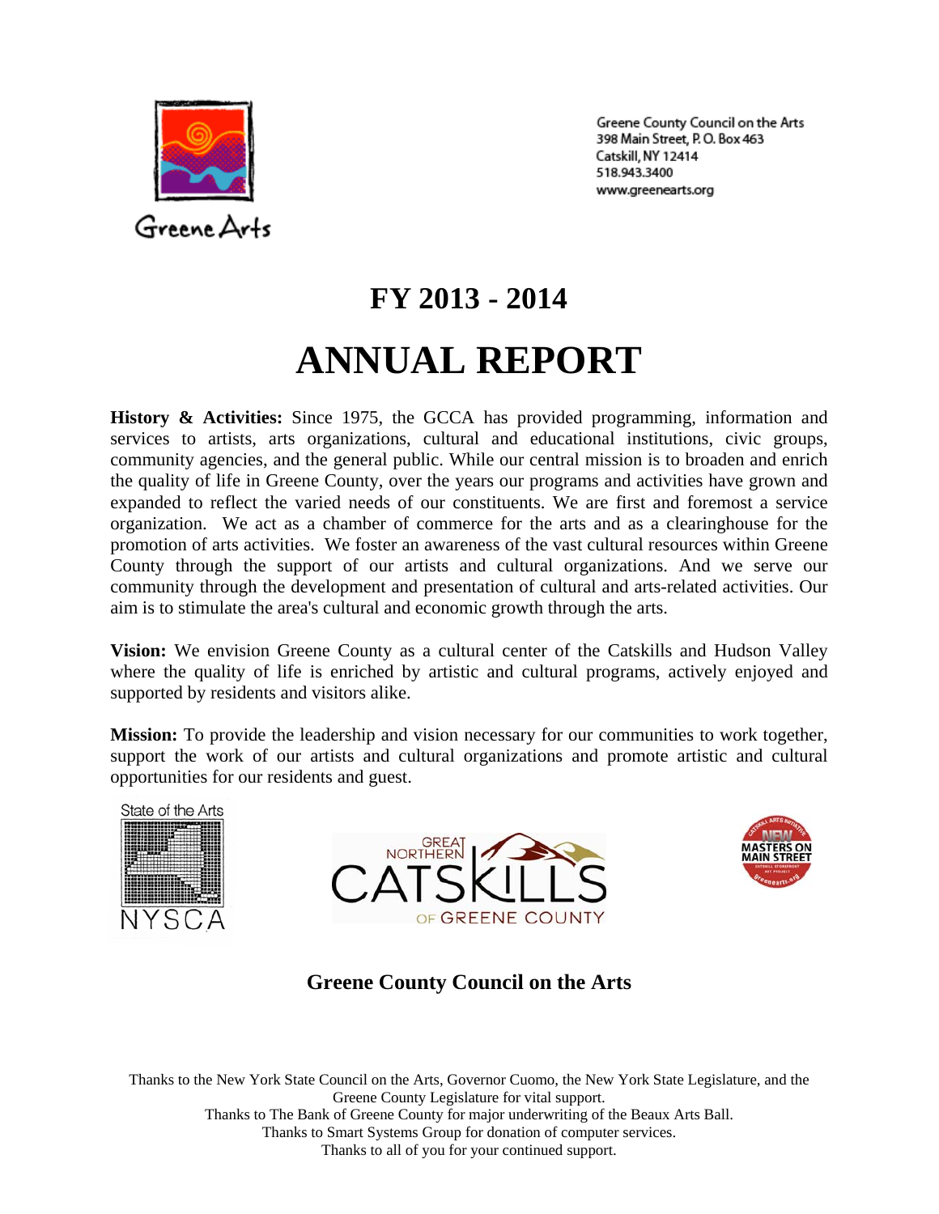Greene Arts

Greene County Council on the Arts
398 Main Street, P. O. Box 463
Catskill, NY 12414
518.943.3400
www.greenearts.org

# FY 2013 - 2014

# ANNUAL REPORT

**History & Activities:** Since 1975, the GCCA has provided programming, information and services to artists, arts organizations, cultural and educational institutions, civic groups, community agencies, and the general public. While our central mission is to broaden and enrich the quality of life in Greene County, over the years our programs and activities have grown and expanded to reflect the varied needs of our constituents. We are first and foremost a service organization. We act as a chamber of commerce for the arts and as a clearinghouse for the promotion of arts activities. We foster an awareness of the vast cultural resources within Greene County through the support of our artists and cultural organizations. And we serve our community through the development and presentation of cultural and arts-related activities. Our aim is to stimulate the area's cultural and economic growth through the arts.

**Vision:** We envision Greene County as a cultural center of the Catskills and Hudson Valley where the quality of life is enriched by artistic and cultural programs, actively enjoyed and supported by residents and visitors alike.

**Mission:** To provide the leadership and vision necessary for our communities to work together, support the work of our artists and cultural organizations and promote artistic and cultural opportunities for our residents and guest.

State of the Arts NYSCA

GREAT NORTHERN CATSKILLS OF GREENE COUNTY

NEW MASTERS ON MAIN STREET

### Greene County Council on the Arts

Thanks to the New York State Council on the Arts, Governor Cuomo, the New York State Legislature, and the Greene County Legislature for vital support.
Thanks to The Bank of Greene County for major underwriting of the Beaux Arts Ball.
Thanks to Smart Systems Group for donation of computer services.
Thanks to all of you for your continued support.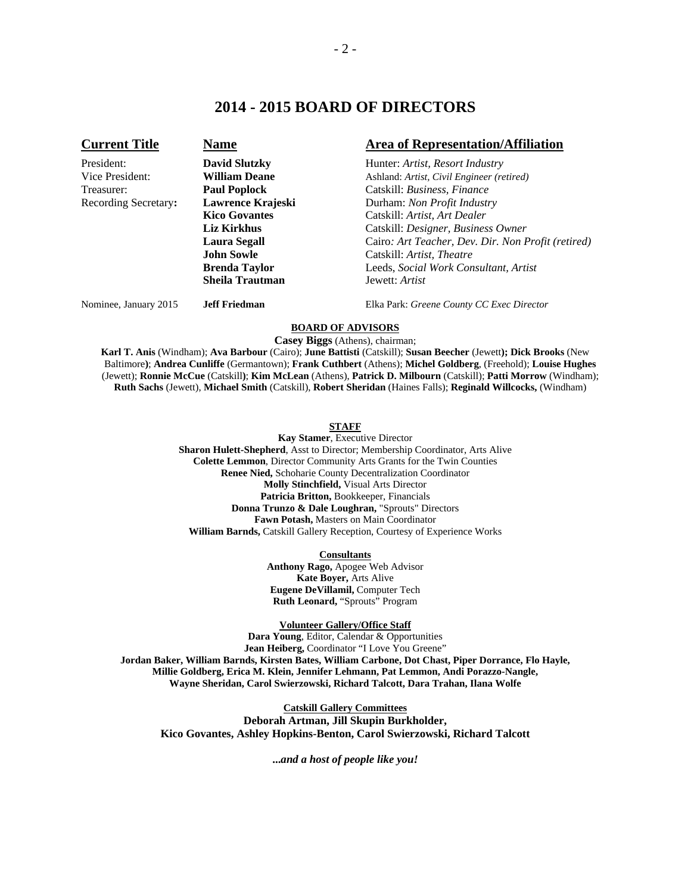# 2014 - 2015 BOARD OF DIRECTORS

| Current Title | Name | Area of Representation/Affiliation |
|---|---|---|
| President: | **David Slutzky** | Hunter: *Artist, Resort Industry* |
| Vice President: | **William Deane** | Ashland: *Artist, Civil Engineer (retired)* |
| Treasurer: | **Paul Poplock** | Catskill: *Business, Finance* |
| Recording Secretary**:** | **Lawrence Krajeski** | Durham: *Non Profit Industry* |
| | **Kico Govantes** | Catskill: *Artist, Art Dealer* |
| | **Liz Kirkhus** | Catskill: *Designer, Business Owner* |
| | **Laura Segall** | Cairo*: Art Teacher, Dev. Dir. Non Profit (retired)* |
| | **John Sowle** | Catskill: *Artist, Theatre* |
| | **Brenda Taylor** | Leeds, *Social Work Consultant, Artist* |
| | **Sheila Trautman** | Jewett: *Artist* |
| Nominee, January 2015 | **Jeff Friedman** | Elka Park: *Greene County CC Exec Director* |

**BOARD OF ADVISORS**

**Casey Biggs** (Athens), chairman;

**Karl T. Anis** (Windham); **Ava Barbour** (Cairo); **June Battisti** (Catskill); **Susan Beecher** (Jewett**); Dick Brooks** (New Baltimore**)**; **Andrea Cunliffe** (Germantown); **Frank Cuthbert** (Athens); **Michel Goldberg**, (Freehold); **Louise Hughes** (Jewett); **Ronnie McCue** (Catskill**)**; **Kim McLean** (Athens), **Patrick D. Milbourn** (Catskill); **Patti Morrow** (Windham); **Ruth Sachs** (Jewett), **Michael Smith** (Catskill), **Robert Sheridan** (Haines Falls); **Reginald Willcocks,** (Windham)

**STAFF**

**Kay Stamer**, Executive Director
**Sharon Hulett-Shepherd**, Asst to Director; Membership Coordinator, Arts Alive
**Colette Lemmon**, Director Community Arts Grants for the Twin Counties
**Renee Nied,** Schoharie County Decentralization Coordinator
**Molly Stinchfield,** Visual Arts Director
**Patricia Britton,** Bookkeeper, Financials
**Donna Trunzo & Dale Loughran,** "Sprouts" Directors
**Fawn Potash,** Masters on Main Coordinator
**William Barnds,** Catskill Gallery Reception, Courtesy of Experience Works

**Consultants**

**Anthony Rago,** Apogee Web Advisor
**Kate Boyer,** Arts Alive
**Eugene DeVillamil,** Computer Tech
**Ruth Leonard,** "Sprouts" Program

**Volunteer Gallery/Office Staff**

**Dara Young**, Editor, Calendar & Opportunities
**Jean Heiberg,** Coordinator "I Love You Greene"
**Jordan Baker, William Barnds, Kirsten Bates, William Carbone, Dot Chast, Piper Dorrance, Flo Hayle, Millie Goldberg, Erica M. Klein, Jennifer Lehmann, Pat Lemmon, Andi Porazzo-Nangle, Wayne Sheridan, Carol Swierzowski, Richard Talcott, Dara Trahan, Ilana Wolfe**

**Catskill Gallery Committees**

**Deborah Artman, Jill Skupin Burkholder, Kico Govantes, Ashley Hopkins-Benton, Carol Swierzowski, Richard Talcott**

***...and a host of people like you!***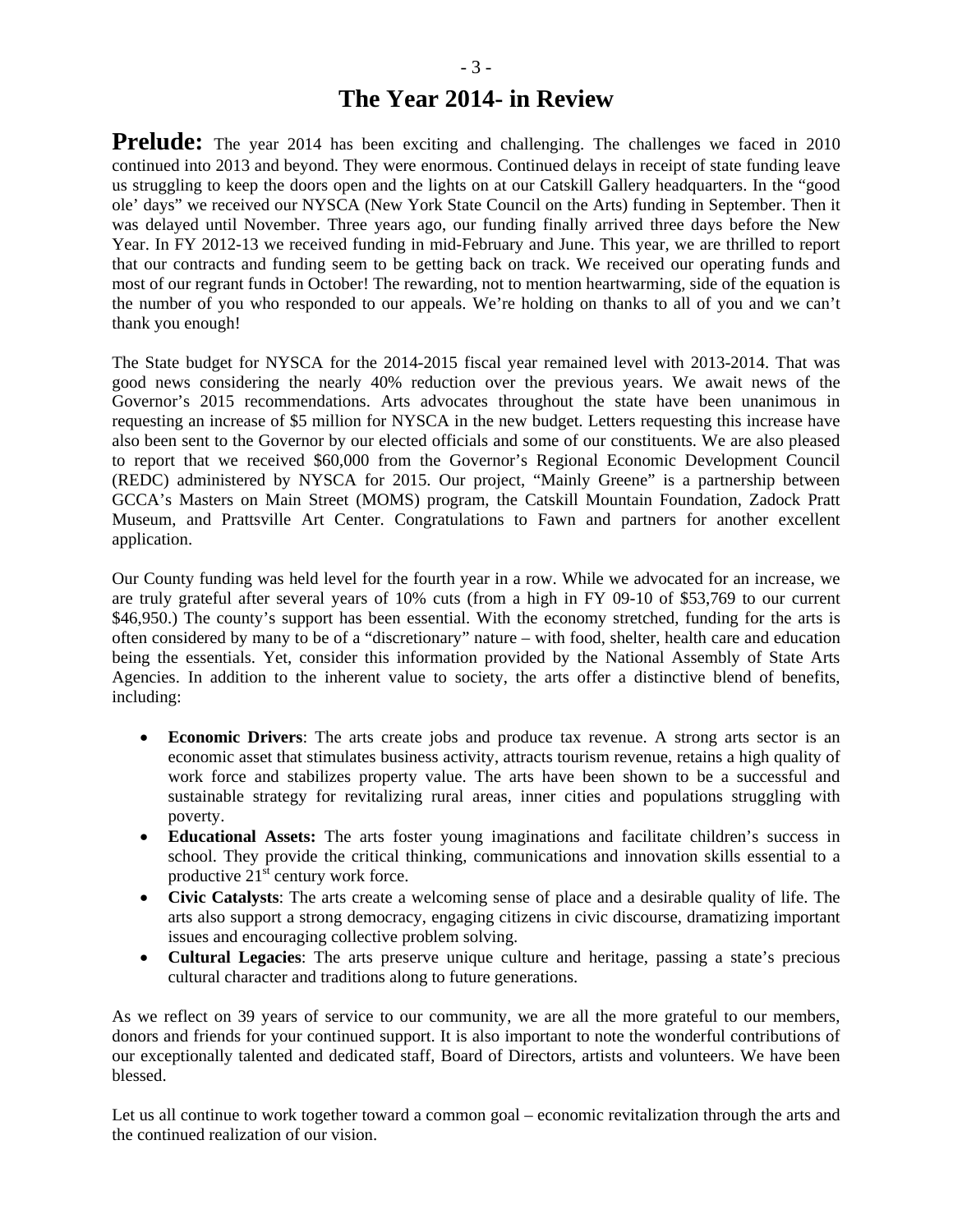# The Year 2014- in Review

**Prelude:** The year 2014 has been exciting and challenging. The challenges we faced in 2010 continued into 2013 and beyond. They were enormous. Continued delays in receipt of state funding leave us struggling to keep the doors open and the lights on at our Catskill Gallery headquarters. In the "good ole' days" we received our NYSCA (New York State Council on the Arts) funding in September. Then it was delayed until November. Three years ago, our funding finally arrived three days before the New Year. In FY 2012-13 we received funding in mid-February and June. This year, we are thrilled to report that our contracts and funding seem to be getting back on track. We received our operating funds and most of our regrant funds in October! The rewarding, not to mention heartwarming, side of the equation is the number of you who responded to our appeals. We're holding on thanks to all of you and we can't thank you enough!

The State budget for NYSCA for the 2014-2015 fiscal year remained level with 2013-2014. That was good news considering the nearly 40% reduction over the previous years. We await news of the Governor's 2015 recommendations. Arts advocates throughout the state have been unanimous in requesting an increase of $5 million for NYSCA in the new budget. Letters requesting this increase have also been sent to the Governor by our elected officials and some of our constituents. We are also pleased to report that we received $60,000 from the Governor's Regional Economic Development Council (REDC) administered by NYSCA for 2015. Our project, "Mainly Greene" is a partnership between GCCA's Masters on Main Street (MOMS) program, the Catskill Mountain Foundation, Zadock Pratt Museum, and Prattsville Art Center. Congratulations to Fawn and partners for another excellent application.

Our County funding was held level for the fourth year in a row. While we advocated for an increase, we are truly grateful after several years of 10% cuts (from a high in FY 09-10 of $53,769 to our current $46,950.) The county's support has been essential. With the economy stretched, funding for the arts is often considered by many to be of a "discretionary" nature – with food, shelter, health care and education being the essentials. Yet, consider this information provided by the National Assembly of State Arts Agencies. In addition to the inherent value to society, the arts offer a distinctive blend of benefits, including:

- **Economic Drivers**: The arts create jobs and produce tax revenue. A strong arts sector is an economic asset that stimulates business activity, attracts tourism revenue, retains a high quality of work force and stabilizes property value. The arts have been shown to be a successful and sustainable strategy for revitalizing rural areas, inner cities and populations struggling with poverty.
- **Educational Assets:** The arts foster young imaginations and facilitate children's success in school. They provide the critical thinking, communications and innovation skills essential to a productive 21st century work force.
- **Civic Catalysts**: The arts create a welcoming sense of place and a desirable quality of life. The arts also support a strong democracy, engaging citizens in civic discourse, dramatizing important issues and encouraging collective problem solving.
- **Cultural Legacies**: The arts preserve unique culture and heritage, passing a state's precious cultural character and traditions along to future generations.

As we reflect on 39 years of service to our community, we are all the more grateful to our members, donors and friends for your continued support. It is also important to note the wonderful contributions of our exceptionally talented and dedicated staff, Board of Directors, artists and volunteers. We have been blessed.

Let us all continue to work together toward a common goal – economic revitalization through the arts and the continued realization of our vision.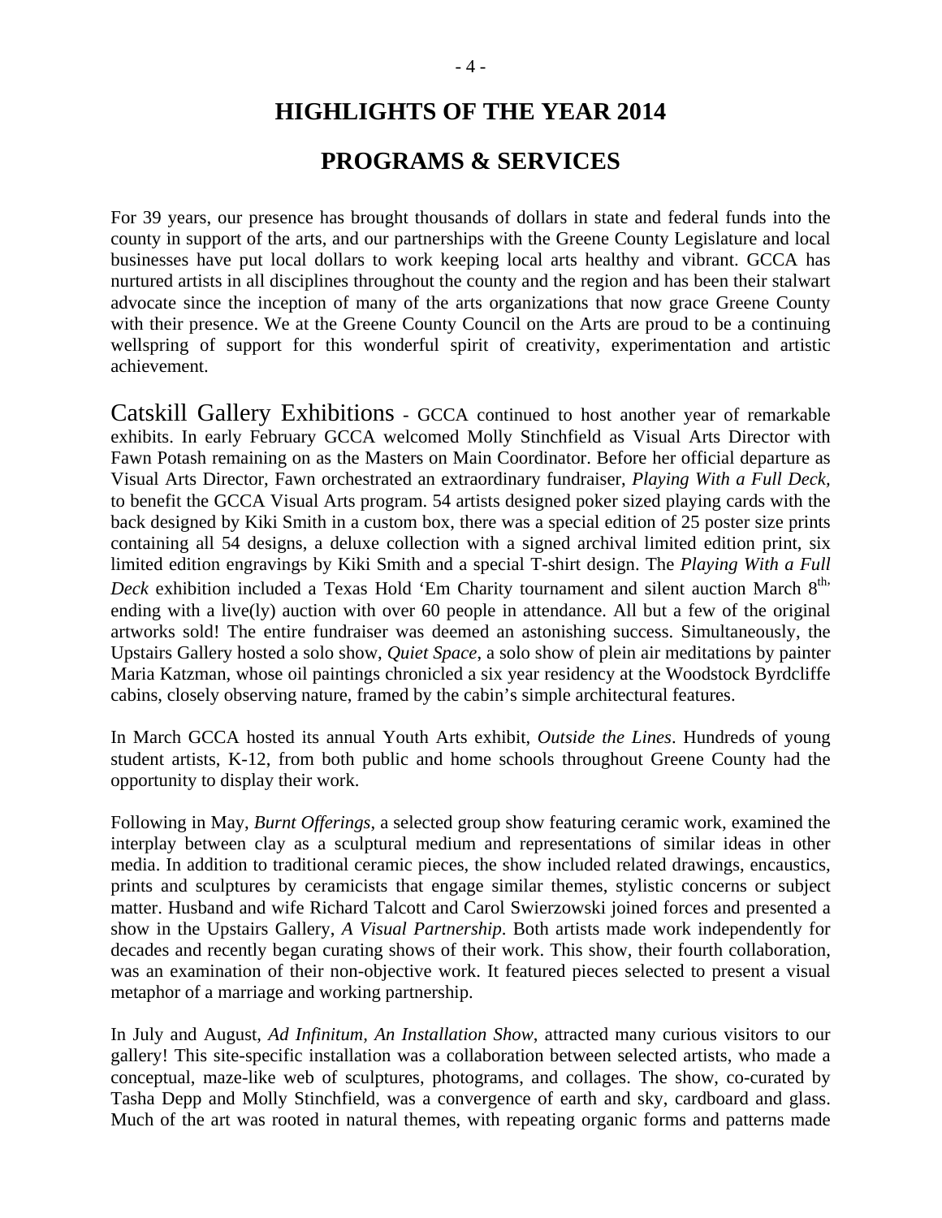# HIGHLIGHTS OF THE YEAR 2014

# PROGRAMS & SERVICES

For 39 years, our presence has brought thousands of dollars in state and federal funds into the county in support of the arts, and our partnerships with the Greene County Legislature and local businesses have put local dollars to work keeping local arts healthy and vibrant. GCCA has nurtured artists in all disciplines throughout the county and the region and has been their stalwart advocate since the inception of many of the arts organizations that now grace Greene County with their presence. We at the Greene County Council on the Arts are proud to be a continuing wellspring of support for this wonderful spirit of creativity, experimentation and artistic achievement.

Catskill Gallery Exhibitions - GCCA continued to host another year of remarkable exhibits. In early February GCCA welcomed Molly Stinchfield as Visual Arts Director with Fawn Potash remaining on as the Masters on Main Coordinator. Before her official departure as Visual Arts Director, Fawn orchestrated an extraordinary fundraiser, *Playing With a Full Deck,* to benefit the GCCA Visual Arts program. 54 artists designed poker sized playing cards with the back designed by Kiki Smith in a custom box, there was a special edition of 25 poster size prints containing all 54 designs, a deluxe collection with a signed archival limited edition print, six limited edition engravings by Kiki Smith and a special T-shirt design. The *Playing With a Full Deck* exhibition included a Texas Hold 'Em Charity tournament and silent auction March 8th, ending with a live(ly) auction with over 60 people in attendance. All but a few of the original artworks sold! The entire fundraiser was deemed an astonishing success. Simultaneously, the Upstairs Gallery hosted a solo show, *Quiet Space*, a solo show of plein air meditations by painter Maria Katzman, whose oil paintings chronicled a six year residency at the Woodstock Byrdcliffe cabins, closely observing nature, framed by the cabin's simple architectural features.

In March GCCA hosted its annual Youth Arts exhibit, *Outside the Lines*. Hundreds of young student artists, K-12, from both public and home schools throughout Greene County had the opportunity to display their work.

Following in May, *Burnt Offerings*, a selected group show featuring ceramic work, examined the interplay between clay as a sculptural medium and representations of similar ideas in other media. In addition to traditional ceramic pieces, the show included related drawings, encaustics, prints and sculptures by ceramicists that engage similar themes, stylistic concerns or subject matter. Husband and wife Richard Talcott and Carol Swierzowski joined forces and presented a show in the Upstairs Gallery, *A Visual Partnership*. Both artists made work independently for decades and recently began curating shows of their work. This show, their fourth collaboration, was an examination of their non-objective work. It featured pieces selected to present a visual metaphor of a marriage and working partnership.

In July and August, *Ad Infinitum, An Installation Show*, attracted many curious visitors to our gallery! This site-specific installation was a collaboration between selected artists, who made a conceptual, maze-like web of sculptures, photograms, and collages. The show, co-curated by Tasha Depp and Molly Stinchfield, was a convergence of earth and sky, cardboard and glass. Much of the art was rooted in natural themes, with repeating organic forms and patterns made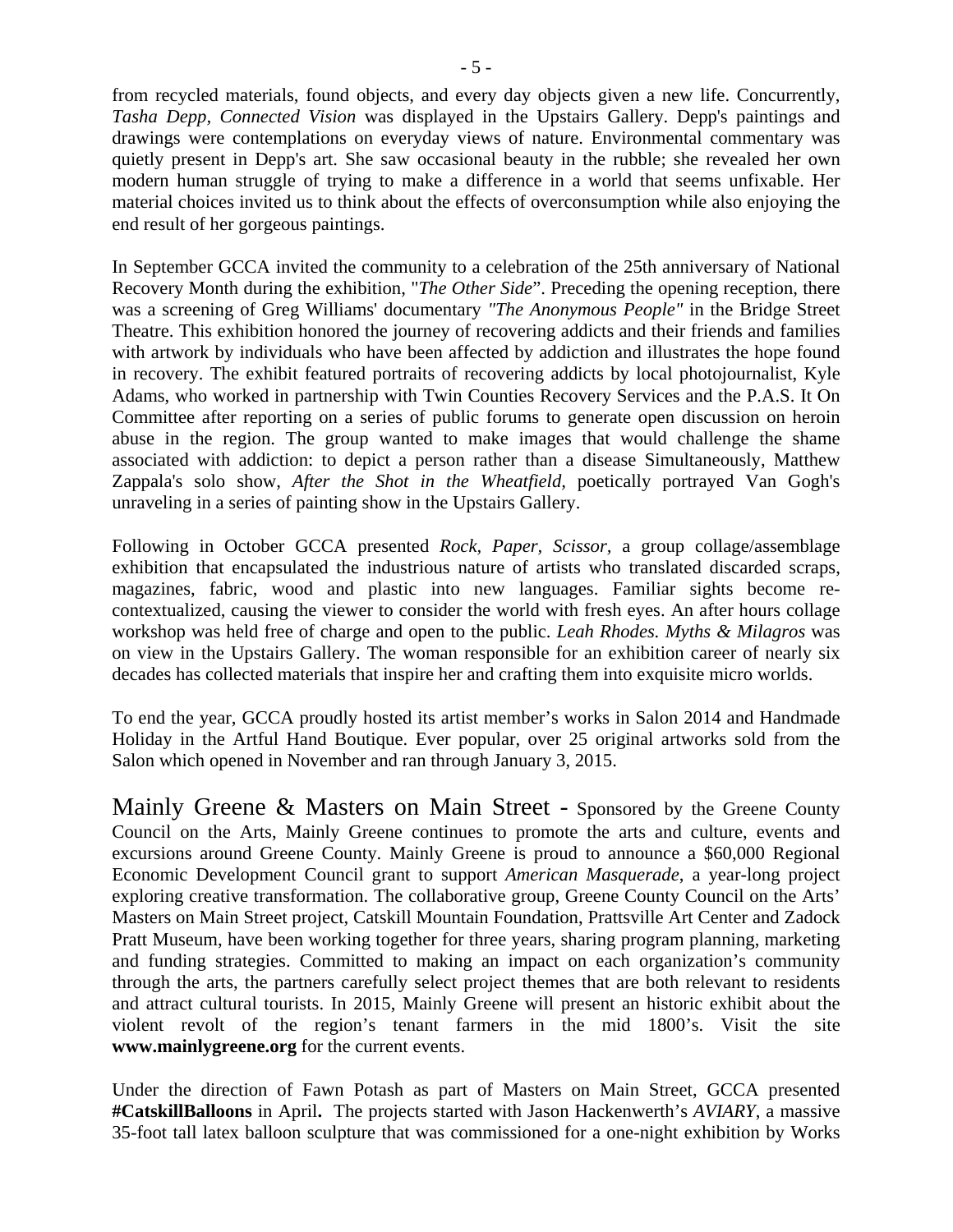from recycled materials, found objects, and every day objects given a new life. Concurrently, *Tasha Depp, Connected Vision* was displayed in the Upstairs Gallery. Depp's paintings and drawings were contemplations on everyday views of nature. Environmental commentary was quietly present in Depp's art. She saw occasional beauty in the rubble; she revealed her own modern human struggle of trying to make a difference in a world that seems unfixable. Her material choices invited us to think about the effects of overconsumption while also enjoying the end result of her gorgeous paintings.

In September GCCA invited the community to a celebration of the 25th anniversary of National Recovery Month during the exhibition, "*The Other Side*". Preceding the opening reception, there was a screening of Greg Williams' documentary *"The Anonymous People"* in the Bridge Street Theatre. This exhibition honored the journey of recovering addicts and their friends and families with artwork by individuals who have been affected by addiction and illustrates the hope found in recovery. The exhibit featured portraits of recovering addicts by local photojournalist, Kyle Adams, who worked in partnership with Twin Counties Recovery Services and the P.A.S. It On Committee after reporting on a series of public forums to generate open discussion on heroin abuse in the region. The group wanted to make images that would challenge the shame associated with addiction: to depict a person rather than a disease Simultaneously, Matthew Zappala's solo show, *After the Shot in the Wheatfield,* poetically portrayed Van Gogh's unraveling in a series of painting show in the Upstairs Gallery.

Following in October GCCA presented *Rock, Paper, Scissor,* a group collage/assemblage exhibition that encapsulated the industrious nature of artists who translated discarded scraps, magazines, fabric, wood and plastic into new languages. Familiar sights become re-contextualized, causing the viewer to consider the world with fresh eyes. An after hours collage workshop was held free of charge and open to the public. *Leah Rhodes. Myths & Milagros* was on view in the Upstairs Gallery. The woman responsible for an exhibition career of nearly six decades has collected materials that inspire her and crafting them into exquisite micro worlds.

To end the year, GCCA proudly hosted its artist member's works in Salon 2014 and Handmade Holiday in the Artful Hand Boutique. Ever popular, over 25 original artworks sold from the Salon which opened in November and ran through January 3, 2015.

## Mainly Greene & Masters on Main Street - 

Sponsored by the Greene County Council on the Arts, Mainly Greene continues to promote the arts and culture, events and excursions around Greene County. Mainly Greene is proud to announce a $60,000 Regional Economic Development Council grant to support *American Masquerade*, a year-long project exploring creative transformation. The collaborative group, Greene County Council on the Arts' Masters on Main Street project, Catskill Mountain Foundation, Prattsville Art Center and Zadock Pratt Museum, have been working together for three years, sharing program planning, marketing and funding strategies. Committed to making an impact on each organization's community through the arts, the partners carefully select project themes that are both relevant to residents and attract cultural tourists. In 2015, Mainly Greene will present an historic exhibit about the violent revolt of the region's tenant farmers in the mid 1800's. Visit the site **www.mainlygreene.org** for the current events.

Under the direction of Fawn Potash as part of Masters on Main Street, GCCA presented **#CatskillBalloons** in April**.** The projects started with Jason Hackenwerth's *AVIARY*, a massive 35-foot tall latex balloon sculpture that was commissioned for a one-night exhibition by Works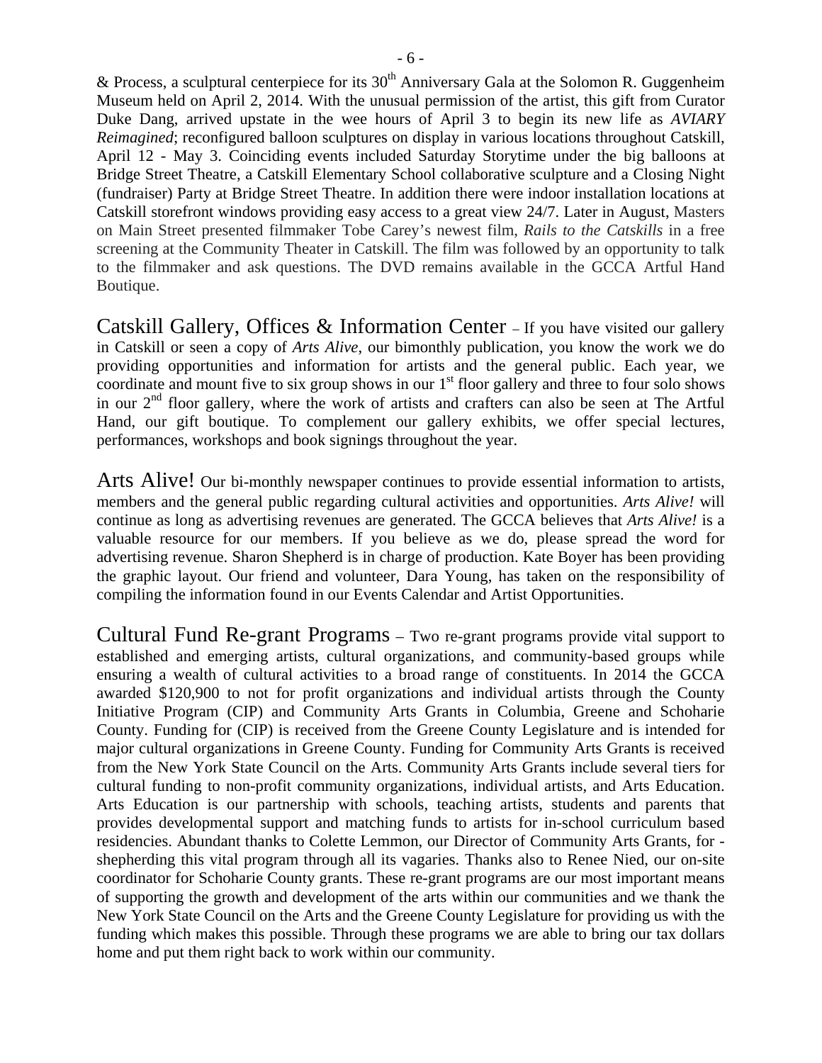& Process, a sculptural centerpiece for its 30th Anniversary Gala at the Solomon R. Guggenheim Museum held on April 2, 2014. With the unusual permission of the artist, this gift from Curator Duke Dang, arrived upstate in the wee hours of April 3 to begin its new life as *AVIARY Reimagined*; reconfigured balloon sculptures on display in various locations throughout Catskill, April 12 - May 3. Coinciding events included Saturday Storytime under the big balloons at Bridge Street Theatre, a Catskill Elementary School collaborative sculpture and a Closing Night (fundraiser) Party at Bridge Street Theatre. In addition there were indoor installation locations at Catskill storefront windows providing easy access to a great view 24/7. Later in August, Masters on Main Street presented filmmaker Tobe Carey's newest film, *Rails to the Catskills* in a free screening at the Community Theater in Catskill. The film was followed by an opportunity to talk to the filmmaker and ask questions. The DVD remains available in the GCCA Artful Hand Boutique.

Catskill Gallery, Offices & Information Center – If you have visited our gallery in Catskill or seen a copy of *Arts Alive*, our bimonthly publication, you know the work we do providing opportunities and information for artists and the general public. Each year, we coordinate and mount five to six group shows in our 1st floor gallery and three to four solo shows in our 2nd floor gallery, where the work of artists and crafters can also be seen at The Artful Hand, our gift boutique. To complement our gallery exhibits, we offer special lectures, performances, workshops and book signings throughout the year.

Arts Alive! Our bi-monthly newspaper continues to provide essential information to artists, members and the general public regarding cultural activities and opportunities. *Arts Alive!* will continue as long as advertising revenues are generated. The GCCA believes that *Arts Alive!* is a valuable resource for our members. If you believe as we do, please spread the word for advertising revenue. Sharon Shepherd is in charge of production. Kate Boyer has been providing the graphic layout. Our friend and volunteer, Dara Young, has taken on the responsibility of compiling the information found in our Events Calendar and Artist Opportunities.

Cultural Fund Re-grant Programs – Two re-grant programs provide vital support to established and emerging artists, cultural organizations, and community-based groups while ensuring a wealth of cultural activities to a broad range of constituents. In 2014 the GCCA awarded $120,900 to not for profit organizations and individual artists through the County Initiative Program (CIP) and Community Arts Grants in Columbia, Greene and Schoharie County. Funding for (CIP) is received from the Greene County Legislature and is intended for major cultural organizations in Greene County. Funding for Community Arts Grants is received from the New York State Council on the Arts. Community Arts Grants include several tiers for cultural funding to non-profit community organizations, individual artists, and Arts Education. Arts Education is our partnership with schools, teaching artists, students and parents that provides developmental support and matching funds to artists for in-school curriculum based residencies. Abundant thanks to Colette Lemmon, our Director of Community Arts Grants, for - shepherding this vital program through all its vagaries. Thanks also to Renee Nied, our on-site coordinator for Schoharie County grants. These re-grant programs are our most important means of supporting the growth and development of the arts within our communities and we thank the New York State Council on the Arts and the Greene County Legislature for providing us with the funding which makes this possible. Through these programs we are able to bring our tax dollars home and put them right back to work within our community.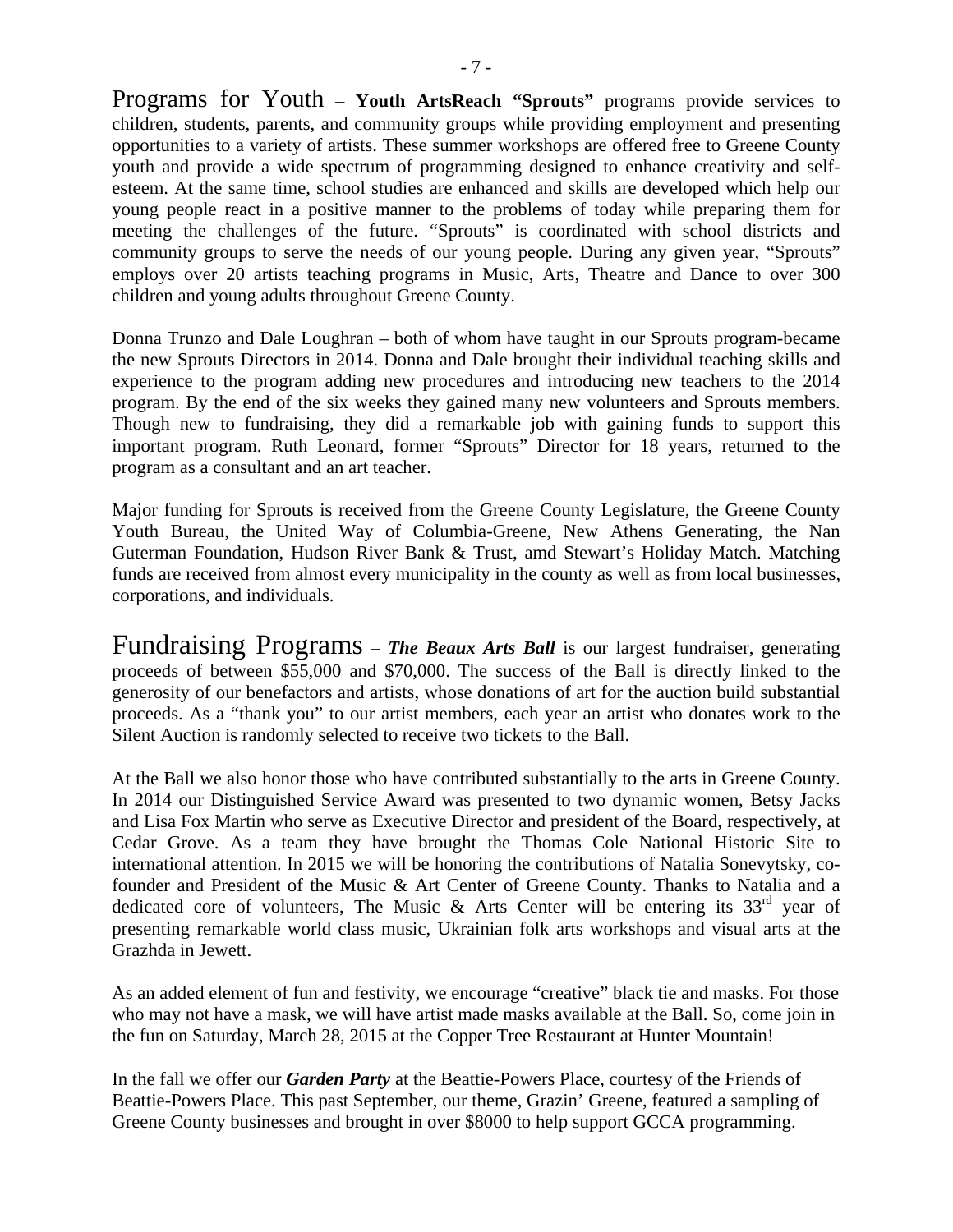Programs for Youth – **Youth ArtsReach "Sprouts"** programs provide services to children, students, parents, and community groups while providing employment and presenting opportunities to a variety of artists. These summer workshops are offered free to Greene County youth and provide a wide spectrum of programming designed to enhance creativity and self-esteem. At the same time, school studies are enhanced and skills are developed which help our young people react in a positive manner to the problems of today while preparing them for meeting the challenges of the future. "Sprouts" is coordinated with school districts and community groups to serve the needs of our young people. During any given year, "Sprouts" employs over 20 artists teaching programs in Music, Arts, Theatre and Dance to over 300 children and young adults throughout Greene County.

Donna Trunzo and Dale Loughran – both of whom have taught in our Sprouts program-became the new Sprouts Directors in 2014. Donna and Dale brought their individual teaching skills and experience to the program adding new procedures and introducing new teachers to the 2014 program. By the end of the six weeks they gained many new volunteers and Sprouts members. Though new to fundraising, they did a remarkable job with gaining funds to support this important program. Ruth Leonard, former "Sprouts" Director for 18 years, returned to the program as a consultant and an art teacher.

Major funding for Sprouts is received from the Greene County Legislature, the Greene County Youth Bureau, the United Way of Columbia-Greene, New Athens Generating, the Nan Guterman Foundation, Hudson River Bank & Trust, amd Stewart's Holiday Match. Matching funds are received from almost every municipality in the county as well as from local businesses, corporations, and individuals.

Fundraising Programs – ***The Beaux Arts Ball*** is our largest fundraiser, generating proceeds of between $55,000 and $70,000. The success of the Ball is directly linked to the generosity of our benefactors and artists, whose donations of art for the auction build substantial proceeds. As a "thank you" to our artist members, each year an artist who donates work to the Silent Auction is randomly selected to receive two tickets to the Ball.

At the Ball we also honor those who have contributed substantially to the arts in Greene County. In 2014 our Distinguished Service Award was presented to two dynamic women, Betsy Jacks and Lisa Fox Martin who serve as Executive Director and president of the Board, respectively, at Cedar Grove. As a team they have brought the Thomas Cole National Historic Site to international attention. In 2015 we will be honoring the contributions of Natalia Sonevytsky, co-founder and President of the Music & Art Center of Greene County. Thanks to Natalia and a dedicated core of volunteers, The Music & Arts Center will be entering its 33rd year of presenting remarkable world class music, Ukrainian folk arts workshops and visual arts at the Grazhda in Jewett.

As an added element of fun and festivity, we encourage "creative" black tie and masks. For those who may not have a mask, we will have artist made masks available at the Ball. So, come join in the fun on Saturday, March 28, 2015 at the Copper Tree Restaurant at Hunter Mountain!

In the fall we offer our ***Garden Party*** at the Beattie-Powers Place, courtesy of the Friends of Beattie-Powers Place. This past September, our theme, Grazin' Greene, featured a sampling of Greene County businesses and brought in over $8000 to help support GCCA programming.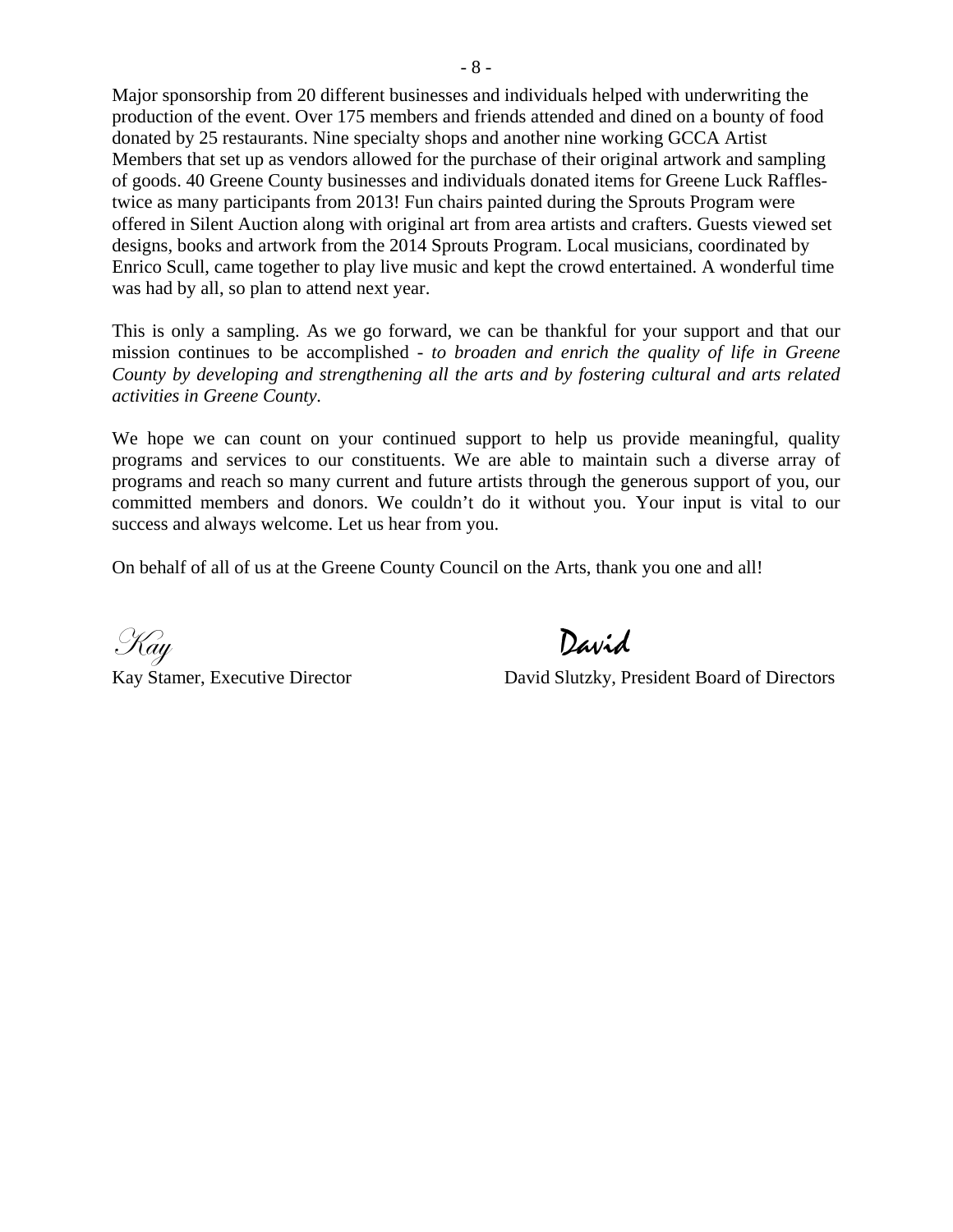Major sponsorship from 20 different businesses and individuals helped with underwriting the production of the event. Over 175 members and friends attended and dined on a bounty of food donated by 25 restaurants. Nine specialty shops and another nine working GCCA Artist Members that set up as vendors allowed for the purchase of their original artwork and sampling of goods. 40 Greene County businesses and individuals donated items for Greene Luck Raffles- twice as many participants from 2013! Fun chairs painted during the Sprouts Program were offered in Silent Auction along with original art from area artists and crafters. Guests viewed set designs, books and artwork from the 2014 Sprouts Program. Local musicians, coordinated by Enrico Scull, came together to play live music and kept the crowd entertained. A wonderful time was had by all, so plan to attend next year.

This is only a sampling. As we go forward, we can be thankful for your support and that our mission continues to be accomplished - *to broaden and enrich the quality of life in Greene County by developing and strengthening all the arts and by fostering cultural and arts related activities in Greene County.*

We hope we can count on your continued support to help us provide meaningful, quality programs and services to our constituents. We are able to maintain such a diverse array of programs and reach so many current and future artists through the generous support of you, our committed members and donors. We couldn't do it without you. Your input is vital to our success and always welcome. Let us hear from you.

On behalf of all of us at the Greene County Council on the Arts, thank you one and all!

*Kay*
Kay Stamer, Executive Director

*David*
David Slutzky, President Board of Directors